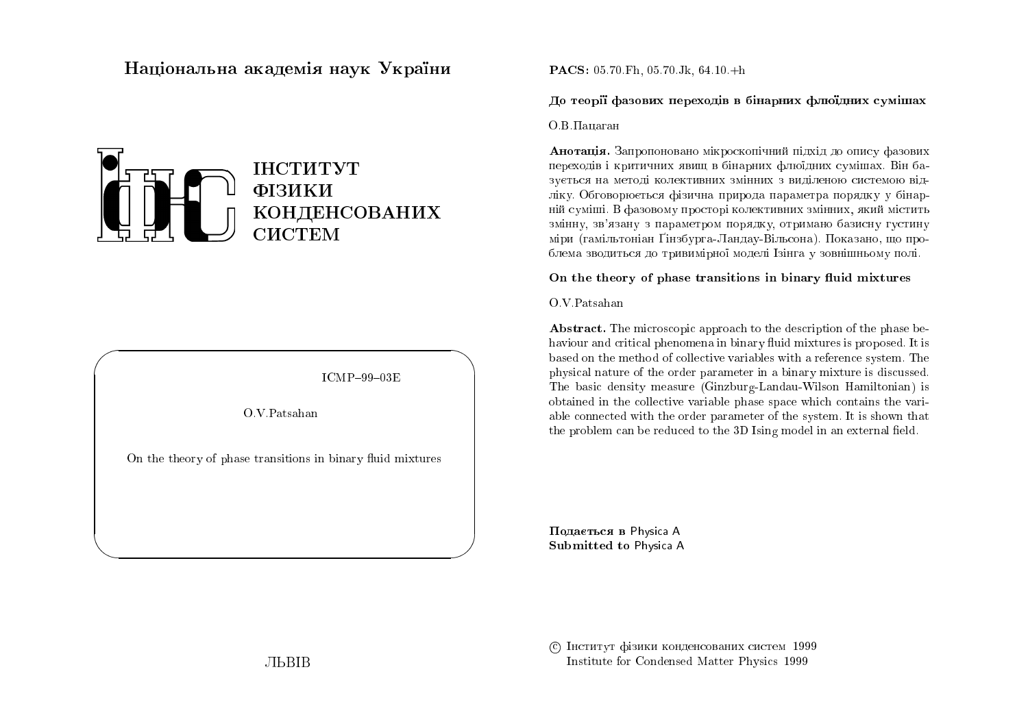Національна академія наук України

ІНСТИТУТ
ФІЗИКИ
КОНДЕНСОВАНИХ
СИСТЕМ

ICMP–99–03E

O.V.Patsahan

On the theory of phase transitions in binary fluid mixtures

ЛЬВІВ

**PACS:** 05.70.Fh, 05.70.Jk, 64.10.+h

**До теорії фазових переходів в бінарних флюїдних сумішах**

О.В.Пацаган

**Анотація.** Запропоновано мікроскопічний підхід до опису фазових переходів і критичних явищ в бінарних флюїдних сумішах. Він базується на методі колективних змінних з виділеною системою відліку. Обговорюється фізична природа параметра порядку у бінарній суміші. В фазовому просторі колективних змінних, який містить змінну, зв'язану з параметром порядку, отримано базисну густину міри (гамільтоніан Ґінзбурга-Ландау-Вільсона). Показано, що проблема зводиться до тривимірної моделі Ізінга у зовнішньому полі.

**On the theory of phase transitions in binary fluid mixtures**

O.V.Patsahan

**Abstract.** The microscopic approach to the description of the phase behaviour and critical phenomena in binary fluid mixtures is proposed. It is based on the method of collective variables with a reference system. The physical nature of the order parameter in a binary mixture is discussed. The basic density measure (Ginzburg-Landau-Wilson Hamiltonian) is obtained in the collective variable phase space which contains the variable connected with the order parameter of the system. It is shown that the problem can be reduced to the 3D Ising model in an external field.

**Подається в** Physica A
**Submitted to** Physica A

© Інститут фізики конденсованих систем 1999
Institute for Condensed Matter Physics 1999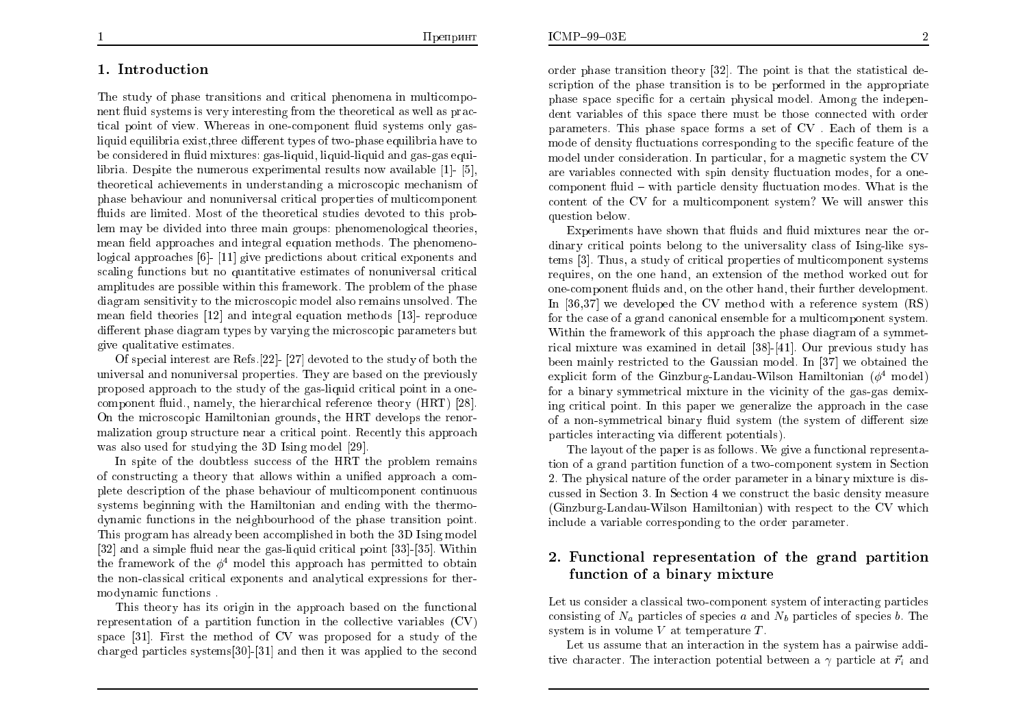## 1. Introduction

The study of phase transitions and critical phenomena in multicomponent fluid systems is very interesting from the theoretical as well as practical point of view. Whereas in one-component fluid systems only gas-liquid equilibria exist,three different types of two-phase equilibria have to be considered in fluid mixtures: gas-liquid, liquid-liquid and gas-gas equilibria. Despite the numerous experimental results now available [1]- [5], theoretical achievements in understanding a microscopic mechanism of phase behaviour and nonuniversal critical properties of multicomponent fluids are limited. Most of the theoretical studies devoted to this problem may be divided into three main groups: phenomenological theories, mean field approaches and integral equation methods. The phenomenological approaches [6]- [11] give predictions about critical exponents and scaling functions but no quantitative estimates of nonuniversal critical amplitudes are possible within this framework. The problem of the phase diagram sensitivity to the microscopic model also remains unsolved. The mean field theories [12] and integral equation methods [13]- reproduce different phase diagram types by varying the microscopic parameters but give qualitative estimates.

Of special interest are Refs.[22]- [27] devoted to the study of both the universal and nonuniversal properties. They are based on the previously proposed approach to the study of the gas-liquid critical point in a one-component fluid., namely, the hierarchical reference theory (HRT) [28]. On the microscopic Hamiltonian grounds, the HRT develops the renormalization group structure near a critical point. Recently this approach was also used for studying the 3D Ising model [29].

In spite of the doubtless success of the HRT the problem remains of constructing a theory that allows within a unified approach a complete description of the phase behaviour of multicomponent continuous systems beginning with the Hamiltonian and ending with the thermodynamic functions in the neighbourhood of the phase transition point. This program has already been accomplished in both the 3D Ising model [32] and a simple fluid near the gas-liquid critical point [33]-[35]. Within the framework of the $\phi^4$ model this approach has permitted to obtain the non-classical critical exponents and analytical expressions for thermodynamic functions .

This theory has its origin in the approach based on the functional representation of a partition function in the collective variables (CV) space [31]. First the method of CV was proposed for a study of the charged particles systems[30]-[31] and then it was applied to the second order phase transition theory [32]. The point is that the statistical description of the phase transition is to be performed in the appropriate phase space specific for a certain physical model. Among the independent variables of this space there must be those connected with order parameters. This phase space forms a set of CV . Each of them is a mode of density fluctuations corresponding to the specific feature of the model under consideration. In particular, for a magnetic system the CV are variables connected with spin density fluctuation modes, for a one-component fluid – with particle density fluctuation modes. What is the content of the CV for a multicomponent system? We will answer this question below.

Experiments have shown that fluids and fluid mixtures near the ordinary critical points belong to the universality class of Ising-like systems [3]. Thus, a study of critical properties of multicomponent systems requires, on the one hand, an extension of the method worked out for one-component fluids and, on the other hand, their further development. In [36,37] we developed the CV method with a reference system (RS) for the case of a grand canonical ensemble for a multicomponent system. Within the framework of this approach the phase diagram of a symmetrical mixture was examined in detail [38]-[41]. Our previous study has been mainly restricted to the Gaussian model. In [37] we obtained the explicit form of the Ginzburg-Landau-Wilson Hamiltonian ($\phi^4$ model) for a binary symmetrical mixture in the vicinity of the gas-gas demixing critical point. In this paper we generalize the approach in the case of a non-symmetrical binary fluid system (the system of different size particles interacting via different potentials).

The layout of the paper is as follows. We give a functional representation of a grand partition function of a two-component system in Section 2. The physical nature of the order parameter in a binary mixture is discussed in Section 3. In Section 4 we construct the basic density measure (Ginzburg-Landau-Wilson Hamiltonian) with respect to the CV which include a variable corresponding to the order parameter.

## 2. Functional representation of the grand partition function of a binary mixture

Let us consider a classical two-component system of interacting particles consisting of $N_a$ particles of species $a$ and $N_b$ particles of species $b$. The system is in volume $V$ at temperature $T$.

Let us assume that an interaction in the system has a pairwise additive character. The interaction potential between a $\gamma$ particle at $\vec{r}_i$ and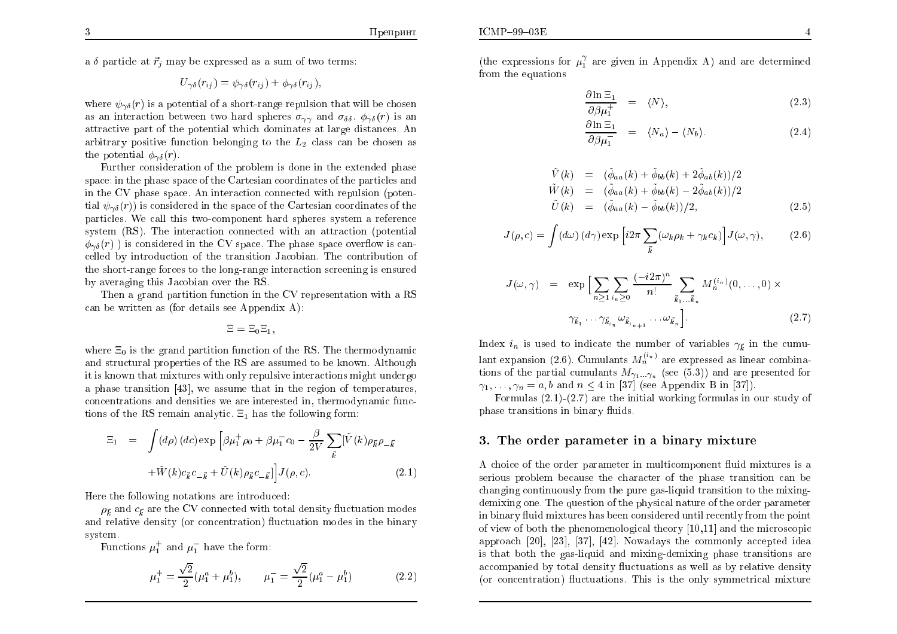a $\delta$ particle at $\vec{r}_j$ may be expressed as a sum of two terms:

$$U_{\gamma\delta}(r_{ij}) = \psi_{\gamma\delta}(r_{ij}) + \phi_{\gamma\delta}(r_{ij}),$$

where $\psi_{\gamma\delta}(r)$ is a potential of a short-range repulsion that will be chosen as an interaction between two hard spheres $\sigma_{\gamma\gamma}$ and $\sigma_{\delta\delta}$. $\phi_{\gamma\delta}(r)$ is an attractive part of the potential which dominates at large distances. An arbitrary positive function belonging to the $L_2$ class can be chosen as the potential $\phi_{\gamma\delta}(r)$.

Further consideration of the problem is done in the extended phase space: in the phase space of the Cartesian coordinates of the particles and in the CV phase space. An interaction connected with repulsion (potential $\psi_{\gamma\delta}(r)$) is considered in the space of the Cartesian coordinates of the particles. We call this two-component hard spheres system a reference system (RS). The interaction connected with an attraction (potential $\phi_{\gamma\delta}(r)$ ) is considered in the CV space. The phase space overflow is cancelled by introduction of the transition Jacobian. The contribution of the short-range forces to the long-range interaction screening is ensured by averaging this Jacobian over the RS.

Then a grand partition function in the CV representation with a RS can be written as (for details see Appendix A):

$$\Xi = \Xi_0 \Xi_1,$$

where $\Xi_0$ is the grand partition function of the RS. The thermodynamic and structural properties of the RS are assumed to be known. Although it is known that mixtures with only repulsive interactions might undergo a phase transition [43], we assume that in the region of temperatures, concentrations and densities we are interested in, thermodynamic functions of the RS remain analytic. $\Xi_1$ has the following form:

$$\begin{aligned} \Xi_1 &= \int (d\rho)\,(dc) \exp\Big[\beta\mu_1^+\rho_0 + \beta\mu_1^- c_0 - \frac{\beta}{2V}\sum_{\vec{k}}[\tilde{V}(k)\rho_{\vec{k}}\rho_{-\vec{k}} \\ &\quad + \tilde{W}(k) c_{\vec{k}} c_{-\vec{k}} + \tilde{U}(k)\rho_{\vec{k}} c_{-\vec{k}}]\Big] J(\rho, c). \end{aligned} \tag{2.1}$$

Here the following notations are introduced:

$\rho_{\vec{k}}$ and $c_{\vec{k}}$ are the CV connected with total density fluctuation modes and relative density (or concentration) fluctuation modes in the binary system.

Functions $\mu_1^+$ and $\mu_1^-$ have the form:

$$\mu_1^+ = \frac{\sqrt{2}}{2}(\mu_1^a + \mu_1^b), \qquad \mu_1^- = \frac{\sqrt{2}}{2}(\mu_1^a - \mu_1^b) \tag{2.2}$$

(the expressions for $\mu_1^\gamma$ are given in Appendix A) and are determined from the equations

$$\frac{\partial \ln \Xi_1}{\partial \beta\mu_1^+} = \langle N \rangle, \tag{2.3}$$

$$\frac{\partial \ln \Xi_1}{\partial \beta\mu_1^-} = \langle N_a \rangle - \langle N_b \rangle. \tag{2.4}$$

$$\begin{aligned} \tilde{V}(k) &= (\tilde{\phi}_{aa}(k) + \tilde{\phi}_{bb}(k) + 2\tilde{\phi}_{ab}(k))/2 \\ \tilde{W}(k) &= (\tilde{\phi}_{aa}(k) + \tilde{\phi}_{bb}(k) - 2\tilde{\phi}_{ab}(k))/2 \\ \tilde{U}(k) &= (\tilde{\phi}_{aa}(k) - \tilde{\phi}_{bb}(k))/2, \end{aligned} \tag{2.5}$$

$$J(\rho, c) = \int (d\omega)\,(d\gamma) \exp\Big[i2\pi\sum_{\vec{k}}(\omega_k\rho_k + \gamma_k c_k)\Big] J(\omega, \gamma), \tag{2.6}$$

$$\begin{aligned} J(\omega, \gamma) &= \exp\Big[\sum_{n\geq 1}\sum_{i_n\geq 0}\frac{(-i2\pi)^n}{n!}\sum_{\vec{k}_1\ldots\vec{k}_n} M_n^{(i_n)}(0,\ldots,0)\times \\ &\quad \gamma_{\vec{k}_1}\cdots\gamma_{\vec{k}_{i_n}}\omega_{\vec{k}_{i_{n+1}}}\cdots\omega_{\vec{k}_n}\Big]. \end{aligned} \tag{2.7}$$

Index $i_n$ is used to indicate the number of variables $\gamma_{\vec{k}}$ in the cumulant expansion (2.6). Cumulants $M_n^{(i_n)}$ are expressed as linear combinations of the partial cumulants $M_{\gamma_1\ldots\gamma_n}$ (see (5.3)) and are presented for $\gamma_1, \ldots, \gamma_n = a, b$ and $n \leq 4$ in [37] (see Appendix B in [37]).

Formulas (2.1)-(2.7) are the initial working formulas in our study of phase transitions in binary fluids.

## 3. The order parameter in a binary mixture

A choice of the order parameter in multicomponent fluid mixtures is a serious problem because the character of the phase transition can be changing continuously from the pure gas-liquid transition to the mixing-demixing one. The question of the physical nature of the order parameter in binary fluid mixtures has been considered until recently from the point of view of both the phenomenological theory [10,11] and the microscopic approach [20], [23], [37], [42]. Nowadays the commonly accepted idea is that both the gas-liquid and mixing-demixing phase transitions are accompanied by total density fluctuations as well as by relative density (or concentration) fluctuations. This is the only symmetrical mixture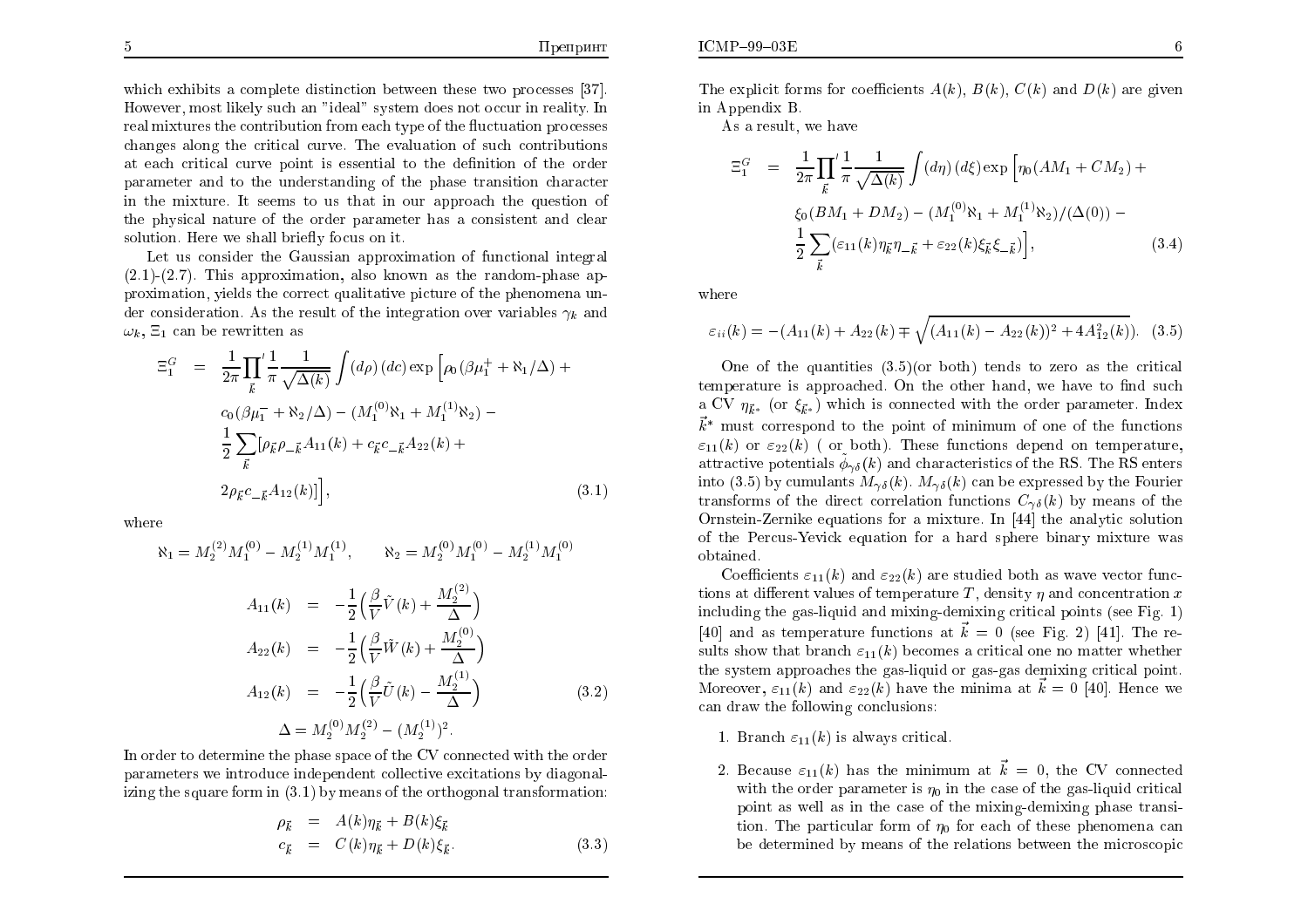which exhibits a complete distinction between these two processes [37]. However, most likely such an "ideal" system does not occur in reality. In real mixtures the contribution from each type of the fluctuation processes changes along the critical curve. The evaluation of such contributions at each critical curve point is essential to the definition of the order parameter and to the understanding of the phase transition character in the mixture. It seems to us that in our approach the question of the physical nature of the order parameter has a consistent and clear solution. Here we shall briefly focus on it.

Let us consider the Gaussian approximation of functional integral (2.1)-(2.7). This approximation, also known as the random-phase approximation, yields the correct qualitative picture of the phenomena under consideration. As the result of the integration over variables $\gamma_k$ and $\omega_k$, $\Xi_1$ can be rewritten as

$$
\begin{aligned}
\Xi_1^G &= \frac{1}{2\pi}{\prod_{\vec{k}}}' \frac{1}{\pi}\frac{1}{\sqrt{\Delta(k)}} \int (d\rho)\,(dc) \exp\Big[\rho_0(\beta\mu_1^+ + \aleph_1/\Delta) + \\
& c_0(\beta\mu_1^- + \aleph_2/\Delta) - (M_1^{(0)}\aleph_1 + M_1^{(1)}\aleph_2) - \\
& \frac{1}{2}\sum_{\vec{k}}[\rho_{\vec{k}}\rho_{-\vec{k}}A_{11}(k) + c_{\vec{k}}c_{-\vec{k}}A_{22}(k) + \\
& 2\rho_{\vec{k}}c_{-\vec{k}}A_{12}(k)]\Big],
\end{aligned}
\tag{3.1}
$$

where

$$
\aleph_1 = M_2^{(2)}M_1^{(0)} - M_2^{(1)}M_1^{(1)}, \qquad \aleph_2 = M_2^{(0)}M_1^{(0)} - M_2^{(1)}M_1^{(0)}
$$

$$
\begin{aligned}
A_{11}(k) &= -\frac{1}{2}\Big(\frac{\beta}{V}\tilde{V}(k) + \frac{M_2^{(2)}}{\Delta}\Big) \\
A_{22}(k) &= -\frac{1}{2}\Big(\frac{\beta}{V}\tilde{W}(k) + \frac{M_2^{(0)}}{\Delta}\Big) \\
A_{12}(k) &= -\frac{1}{2}\Big(\frac{\beta}{V}\tilde{U}(k) - \frac{M_2^{(1)}}{\Delta}\Big) \\
\Delta &= M_2^{(0)}M_2^{(2)} - (M_2^{(1)})^2.
\end{aligned}
\tag{3.2}
$$

In order to determine the phase space of the CV connected with the order parameters we introduce independent collective excitations by diagonalizing the square form in (3.1) by means of the orthogonal transformation:

$$
\begin{aligned}
\rho_{\vec{k}} &= A(k)\eta_{\vec{k}} + B(k)\xi_{\vec{k}} \\
c_{\vec{k}} &= C(k)\eta_{\vec{k}} + D(k)\xi_{\vec{k}}.
\end{aligned}
\tag{3.3}
$$

The explicit forms for coefficients $A(k)$, $B(k)$, $C(k)$ and $D(k)$ are given in Appendix B.

As a result, we have

$$
\begin{aligned}
\Xi_1^G &= \frac{1}{2\pi}{\prod_{\vec{k}}}' \frac{1}{\pi}\frac{1}{\sqrt{\Delta(k)}} \int (d\eta)\,(d\xi) \exp\Big[\eta_0(AM_1 + CM_2) + \\
& \xi_0(BM_1 + DM_2) - (M_1^{(0)}\aleph_1 + M_1^{(1)}\aleph_2)/(\Delta(0)) - \\
& \frac{1}{2}\sum_{\vec{k}}(\varepsilon_{11}(k)\eta_{\vec{k}}\eta_{-\vec{k}} + \varepsilon_{22}(k)\xi_{\vec{k}}\xi_{-\vec{k}})\Big],
\end{aligned}
\tag{3.4}
$$

where

$$
\varepsilon_{ii}(k) = -(A_{11}(k) + A_{22}(k) \mp \sqrt{(A_{11}(k) - A_{22}(k))^2 + 4A_{12}^2(k)}). \tag{3.5}
$$

One of the quantities (3.5)(or both) tends to zero as the critical temperature is approached. On the other hand, we have to find such a CV $\eta_{\vec{k}^*}$ (or $\xi_{\vec{k}^*}$) which is connected with the order parameter. Index $\vec{k}^*$ must correspond to the point of minimum of one of the functions $\varepsilon_{11}(k)$ or $\varepsilon_{22}(k)$ ( or both). These functions depend on temperature, attractive potentials $\tilde{\phi}_{\gamma\delta}(k)$ and characteristics of the RS. The RS enters into (3.5) by cumulants $M_{\gamma\delta}(k)$. $M_{\gamma\delta}(k)$ can be expressed by the Fourier transforms of the direct correlation functions $C_{\gamma\delta}(k)$ by means of the Ornstein-Zernike equations for a mixture. In [44] the analytic solution of the Percus-Yevick equation for a hard sphere binary mixture was obtained.

Coefficients $\varepsilon_{11}(k)$ and $\varepsilon_{22}(k)$ are studied both as wave vector functions at different values of temperature $T$, density $\eta$ and concentration $x$ including the gas-liquid and mixing-demixing critical points (see Fig. 1) [40] and as temperature functions at $\vec{k} = 0$ (see Fig. 2) [41]. The results show that branch $\varepsilon_{11}(k)$ becomes a critical one no matter whether the system approaches the gas-liquid or gas-gas demixing critical point. Moreover, $\varepsilon_{11}(k)$ and $\varepsilon_{22}(k)$ have the minima at $\vec{k} = 0$ [40]. Hence we can draw the following conclusions:

1. Branch $\varepsilon_{11}(k)$ is always critical.
2. Because $\varepsilon_{11}(k)$ has the minimum at $\vec{k} = 0$, the CV connected with the order parameter is $\eta_0$ in the case of the gas-liquid critical point as well as in the case of the mixing-demixing phase transition. The particular form of $\eta_0$ for each of these phenomena can be determined by means of the relations between the microscopic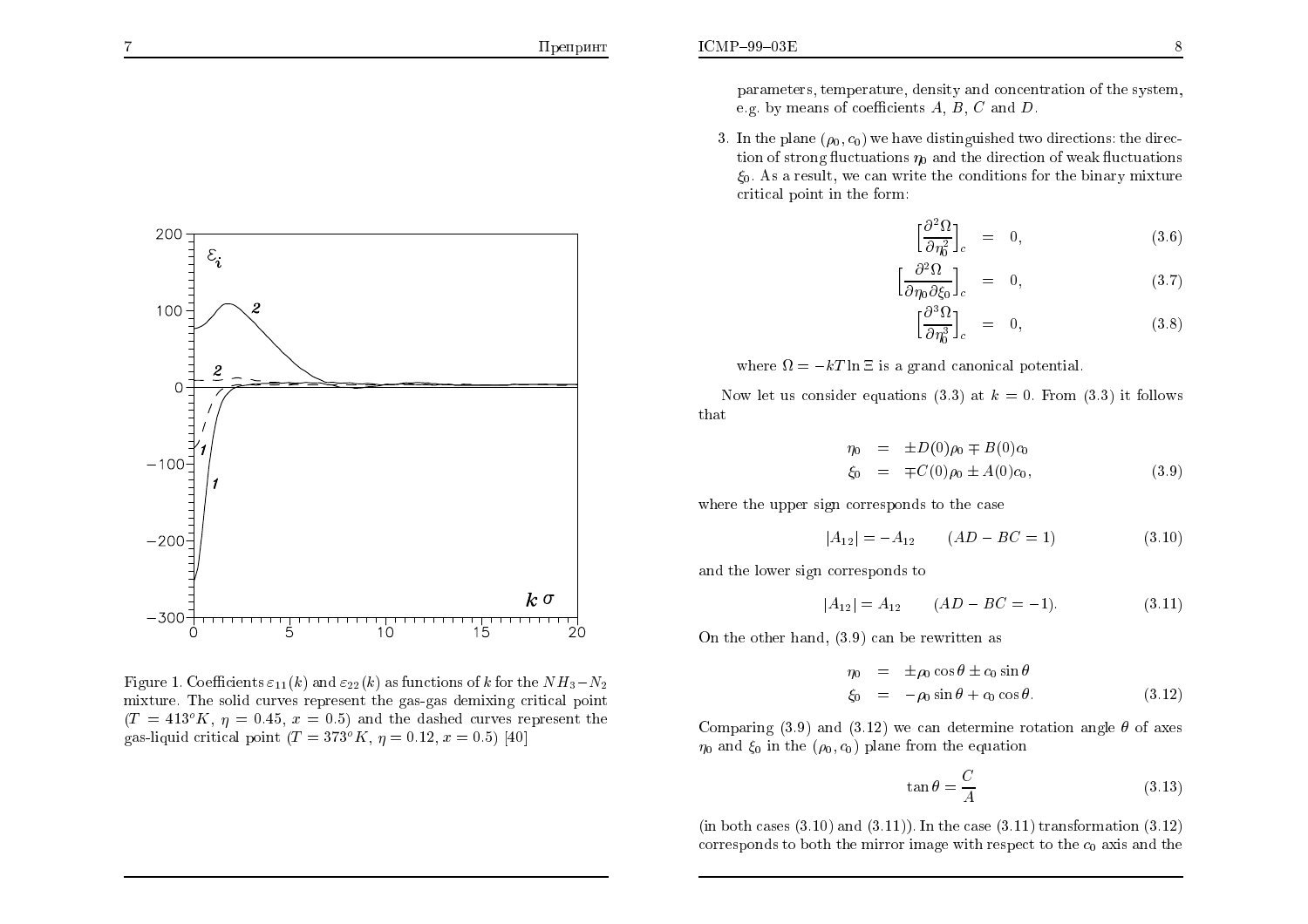Figure 1. Coefficients $\varepsilon_{11}(k)$ and $\varepsilon_{22}(k)$ as functions of $k$ for the $NH_3-N_2$ mixture. The solid curves represent the gas-gas demixing critical point ($T = 413^oK$, $\eta = 0.45$, $x = 0.5$) and the dashed curves represent the gas-liquid critical point ($T = 373^oK$, $\eta = 0.12$, $x = 0.5$) [40]

parameters, temperature, density and concentration of the system, e.g. by means of coefficients $A$, $B$, $C$ and $D$.

3. In the plane $(\rho_0, c_0)$ we have distinguished two directions: the direction of strong fluctuations $\eta_0$ and the direction of weak fluctuations $\xi_0$. As a result, we can write the conditions for the binary mixture critical point in the form:

$$\left[\frac{\partial^2\Omega}{\partial\eta_0^2}\right]_c = 0, \tag{3.6}$$

$$\left[\frac{\partial^2\Omega}{\partial\eta_0\partial\xi_0}\right]_c = 0, \tag{3.7}$$

$$\left[\frac{\partial^3\Omega}{\partial\eta_0^3}\right]_c = 0, \tag{3.8}$$

where $\Omega = -kT\ln\Xi$ is a grand canonical potential.

Now let us consider equations (3.3) at $k = 0$. From (3.3) it follows that

$$\begin{aligned}\eta_0 &= \pm D(0)\rho_0 \mp B(0)c_0\\ \xi_0 &= \mp C(0)\rho_0 \pm A(0)c_0,\end{aligned} \tag{3.9}$$

where the upper sign corresponds to the case

$$|A_{12}| = -A_{12} \qquad (AD - BC = 1) \tag{3.10}$$

and the lower sign corresponds to

$$|A_{12}| = A_{12} \qquad (AD - BC = -1). \tag{3.11}$$

On the other hand, (3.9) can be rewritten as

$$\begin{aligned}\eta_0 &= \pm\rho_0\cos\theta \pm c_0\sin\theta\\ \xi_0 &= -\rho_0\sin\theta + c_0\cos\theta.\end{aligned} \tag{3.12}$$

Comparing (3.9) and (3.12) we can determine rotation angle $\theta$ of axes $\eta_0$ and $\xi_0$ in the $(\rho_0, c_0)$ plane from the equation

$$\tan\theta = \frac{C}{A} \tag{3.13}$$

(in both cases (3.10) and (3.11)). In the case (3.11) transformation (3.12) corresponds to both the mirror image with respect to the $c_0$ axis and the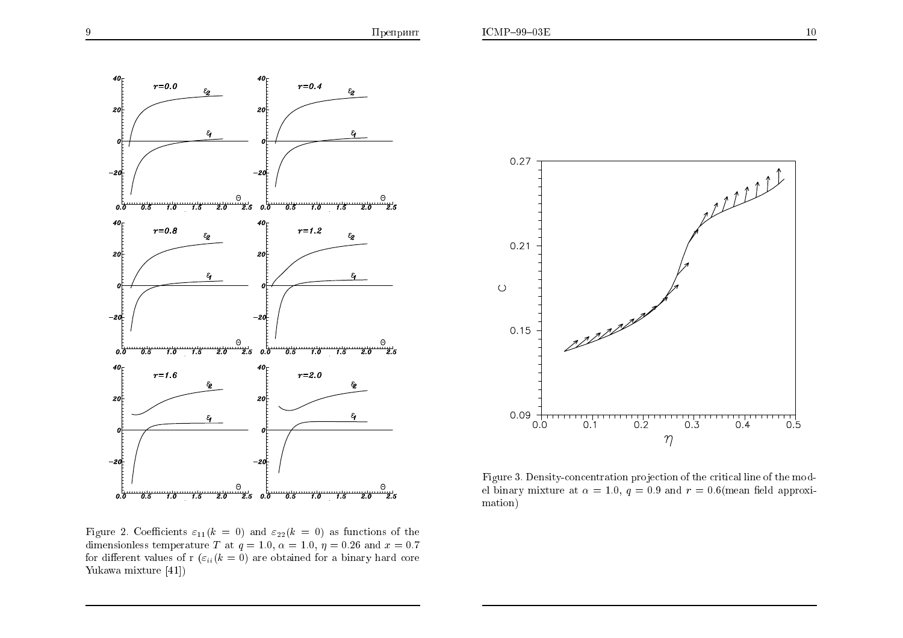Figure 2. Coefficients $\varepsilon_{11}(k=0)$ and $\varepsilon_{22}(k=0)$ as functions of the dimensionless temperature $T$ at $q=1.0$, $\alpha=1.0$, $\eta=0.26$ and $x=0.7$ for different values of r ($\varepsilon_{ii}(k=0)$ are obtained for a binary hard core Yukawa mixture [41])

Figure 3. Density-concentration projection of the critical line of the model binary mixture at $\alpha=1.0$, $q=0.9$ and $r=0.6$(mean field approximation)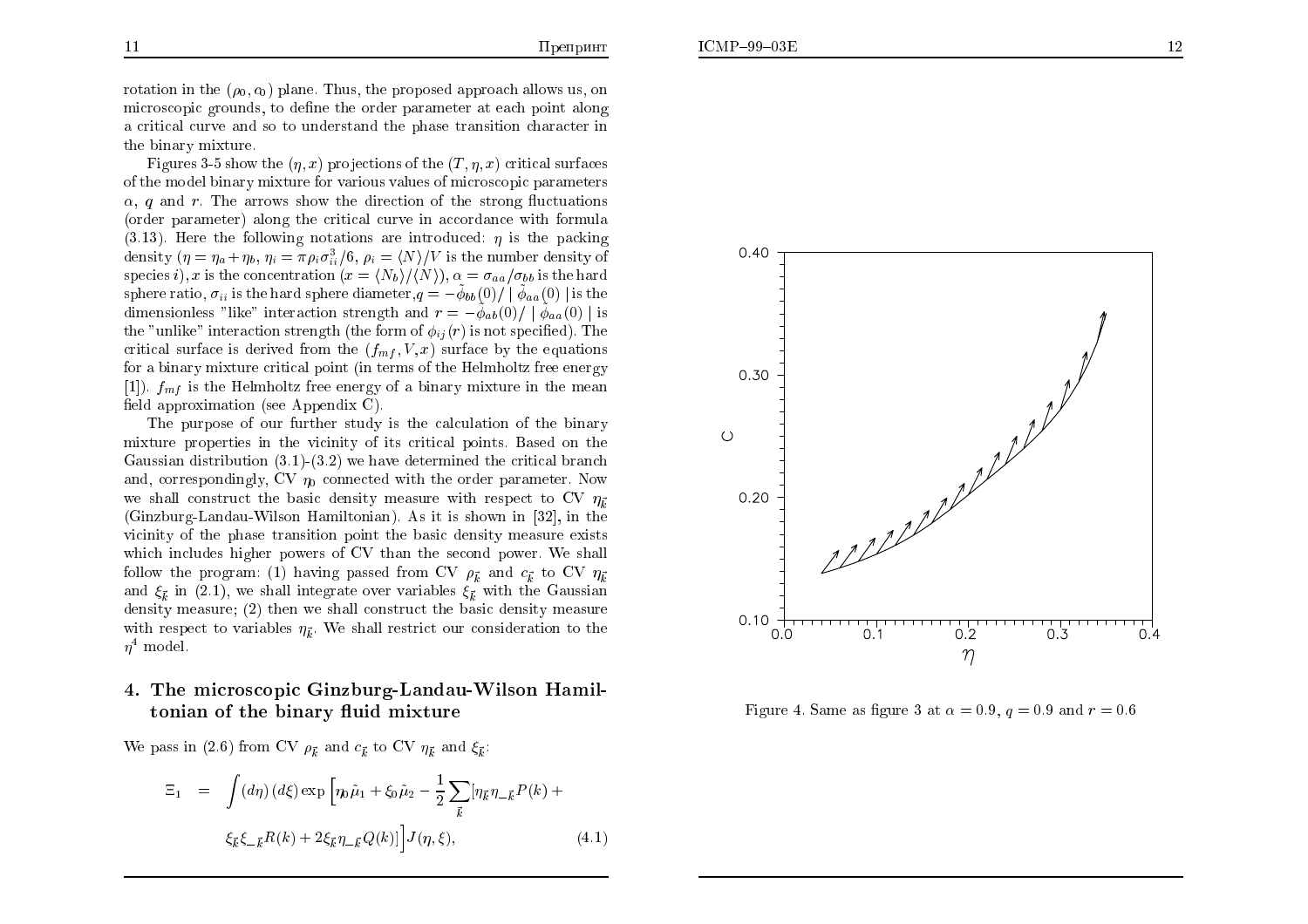rotation in the $(\rho_0, c_0)$ plane. Thus, the proposed approach allows us, on microscopic grounds, to define the order parameter at each point along a critical curve and so to understand the phase transition character in the binary mixture.

Figures 3-5 show the $(\eta, x)$ projections of the $(T, \eta, x)$ critical surfaces of the model binary mixture for various values of microscopic parameters $\alpha$, $q$ and $r$. The arrows show the direction of the strong fluctuations (order parameter) along the critical curve in accordance with formula (3.13). Here the following notations are introduced: $\eta$ is the packing density ($\eta = \eta_a + \eta_b$, $\eta_i = \pi \rho_i \sigma_{ii}^3/6$, $\rho_i = \langle N \rangle / V$ is the number density of species $i$), $x$ is the concentration ($x = \langle N_b \rangle / \langle N \rangle$), $\alpha = \sigma_{aa}/\sigma_{bb}$ is the hard sphere ratio, $\sigma_{ii}$ is the hard sphere diameter, $q = -\tilde{\phi}_{bb}(0)/\mid \tilde{\phi}_{aa}(0) \mid$ is the dimensionless "like" interaction strength and $r = -\tilde{\phi}_{ab}(0)/\mid \tilde{\phi}_{aa}(0) \mid$ is the "unlike" interaction strength (the form of $\phi_{ij}(r)$ is not specified). The critical surface is derived from the $(f_{mf}, V, x)$ surface by the equations for a binary mixture critical point (in terms of the Helmholtz free energy [1]). $f_{mf}$ is the Helmholtz free energy of a binary mixture in the mean field approximation (see Appendix C).

The purpose of our further study is the calculation of the binary mixture properties in the vicinity of its critical points. Based on the Gaussian distribution (3.1)-(3.2) we have determined the critical branch and, correspondingly, CV $\eta_0$ connected with the order parameter. Now we shall construct the basic density measure with respect to CV $\eta_{\vec{k}}$ (Ginzburg-Landau-Wilson Hamiltonian). As it is shown in [32], in the vicinity of the phase transition point the basic density measure exists which includes higher powers of CV than the second power. We shall follow the program: (1) having passed from CV $\rho_{\vec{k}}$ and $c_{\vec{k}}$ to CV $\eta_{\vec{k}}$ and $\xi_{\vec{k}}$ in (2.1), we shall integrate over variables $\xi_{\vec{k}}$ with the Gaussian density measure; (2) then we shall construct the basic density measure with respect to variables $\eta_{\vec{k}}$. We shall restrict our consideration to the $\eta^4$ model.

## 4. The microscopic Ginzburg-Landau-Wilson Hamiltonian of the binary fluid mixture

We pass in (2.6) from CV $\rho_{\vec{k}}$ and $c_{\vec{k}}$ to CV $\eta_{\vec{k}}$ and $\xi_{\vec{k}}$:

$$
\begin{aligned}
\Xi_1 \quad = \quad & \int (d\eta)\,(d\xi) \exp\Big[\eta_0 \tilde{\mu}_1 + \xi_0 \tilde{\mu}_2 - \frac{1}{2} \sum_{\vec{k}} [\eta_{\vec{k}} \eta_{-\vec{k}} P(k) + \\
& \xi_{\vec{k}} \xi_{-\vec{k}} R(k) + 2 \xi_{\vec{k}} \eta_{-\vec{k}} Q(k)]\Big] J(\eta, \xi), \qquad (4.1)
\end{aligned}
$$

Figure 4. Same as figure 3 at $\alpha = 0.9$, $q = 0.9$ and $r = 0.6$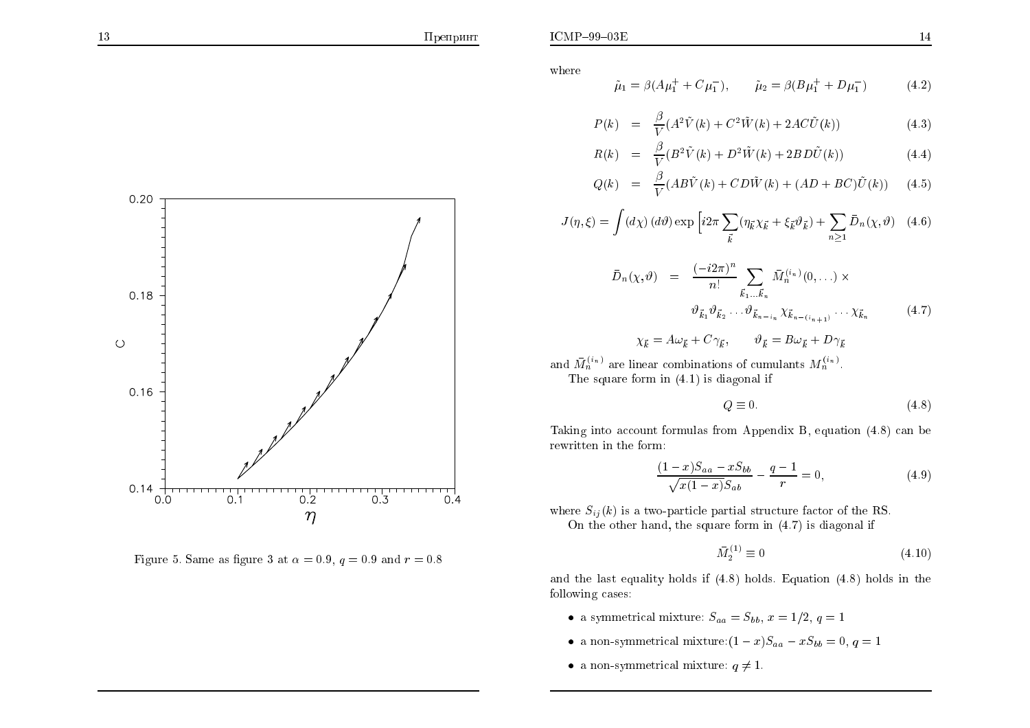Figure 5. Same as figure 3 at $\alpha = 0.9$, $q = 0.9$ and $r = 0.8$

where

$$\tilde{\mu}_1 = \beta(A\mu_1^+ + C\mu_1^-), \qquad \tilde{\mu}_2 = \beta(B\mu_1^+ + D\mu_1^-) \tag{4.2}$$

$$P(k) = \frac{\beta}{V}(A^2\tilde{V}(k) + C^2\tilde{W}(k) + 2AC\tilde{U}(k)) \tag{4.3}$$

$$R(k) = \frac{\beta}{V}(B^2\tilde{V}(k) + D^2\tilde{W}(k) + 2BD\tilde{U}(k)) \tag{4.4}$$

$$Q(k) = \frac{\beta}{V}(AB\tilde{V}(k) + CD\tilde{W}(k) + (AD + BC)\tilde{U}(k)) \tag{4.5}$$

$$J(\eta, \xi) = \int (d\chi)\,(d\vartheta) \exp\Big[i2\pi \sum_{\vec{k}} (\eta_{\vec{k}}\chi_{\vec{k}} + \xi_{\vec{k}}\vartheta_{\vec{k}}) + \sum_{n \geq 1} \bar{D}_n(\chi, \vartheta) \tag{4.6}$$

$$\bar{D}_n(\chi, \vartheta) = \frac{(-i2\pi)^n}{n!} \sum_{\vec{k}_1 \ldots \vec{k}_n} \bar{M}_n^{(i_n)}(0, \ldots) \times \vartheta_{\vec{k}_1}\vartheta_{\vec{k}_2} \ldots \vartheta_{\vec{k}_{n-i_n}} \chi_{\vec{k}_{n-(i_n+1)}} \ldots \chi_{\vec{k}_n} \tag{4.7}$$

$$\chi_{\vec{k}} = A\omega_{\vec{k}} + C\gamma_{\vec{k}}, \qquad \vartheta_{\vec{k}} = B\omega_{\vec{k}} + D\gamma_{\vec{k}}$$

and $\bar{M}_n^{(i_n)}$ are linear combinations of cumulants $M_n^{(i_n)}$.

The square form in (4.1) is diagonal if

$$Q \equiv 0. \tag{4.8}$$

Taking into account formulas from Appendix B, equation (4.8) can be rewritten in the form:

$$\frac{(1-x)S_{aa} - xS_{bb}}{\sqrt{x(1-x)}S_{ab}} - \frac{q-1}{r} = 0, \tag{4.9}$$

where $S_{ij}(k)$ is a two-particle partial structure factor of the RS.

On the other hand, the square form in (4.7) is diagonal if

$$\bar{M}_2^{(1)} \equiv 0 \tag{4.10}$$

and the last equality holds if (4.8) holds. Equation (4.8) holds in the following cases:

- a symmetrical mixture: $S_{aa} = S_{bb}$, $x = 1/2$, $q = 1$
- a non-symmetrical mixture: $(1-x)S_{aa} - xS_{bb} = 0$, $q = 1$
- a non-symmetrical mixture: $q \neq 1$.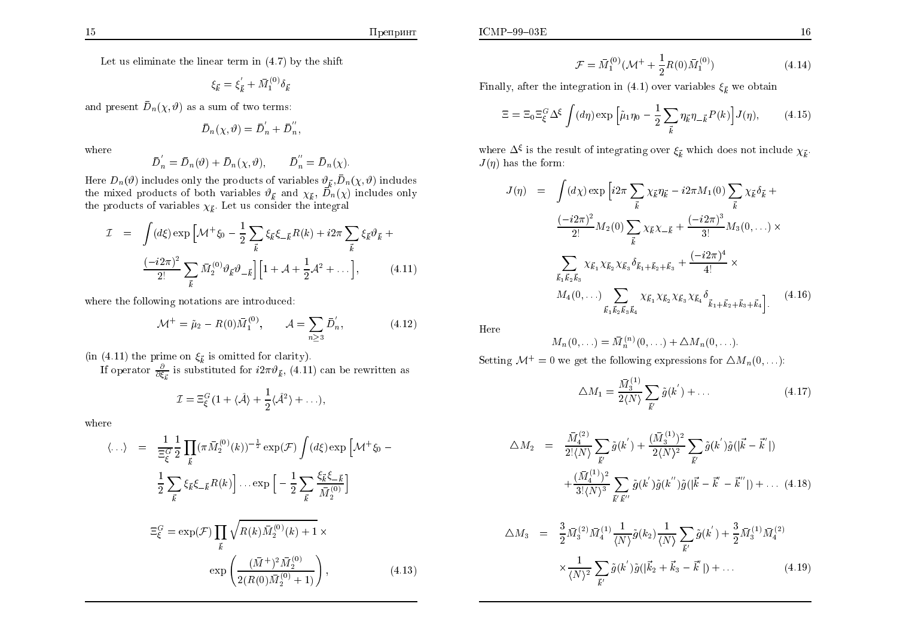Let us eliminate the linear term in (4.7) by the shift

$$\xi_{\vec{k}} = \xi_{\vec{k}}^{'} + \bar{M}_1^{(0)}\delta_{\vec{k}}$$

and present $\bar{D}_n(\chi,\vartheta)$ as a sum of two terms:

$$\bar{D}_n(\chi,\vartheta) = \bar{D}_n^{'} + \bar{D}_n^{''},$$

where

$$\bar{D}_n^{'} = \bar{D}_n(\vartheta) + \bar{D}_n(\chi,\vartheta), \qquad \bar{D}_n^{''} = \bar{D}_n(\chi).$$

Here $D_n(\vartheta)$ includes only the products of variables $\vartheta_{\vec{k}}$,$\bar{D}_n(\chi,\vartheta)$ includes the mixed products of both variables $\vartheta_{\vec{k}}$ and $\chi_{\vec{k}}$, $\bar{D}_n(\chi)$ includes only the products of variables $\chi_{\vec{k}}$. Let us consider the integral

$$\begin{aligned}
\mathcal{I} &= \int (d\xi)\exp\Big[\mathcal{M}^{+}\xi_0 - \frac{1}{2}\sum_{\vec{k}}\xi_{\vec{k}}\xi_{-\vec{k}}R(k) + i2\pi\sum_{\vec{k}}\xi_{\vec{k}}\vartheta_{\vec{k}} + \\
&\frac{(-i2\pi)^2}{2!}\sum_{\vec{k}}\bar{M}_2^{(0)}\vartheta_{\vec{k}}\vartheta_{-\vec{k}}\Big]\Big[1+\mathcal{A}+\frac{1}{2}\mathcal{A}^2+\ldots\Big], \qquad (4.11)
\end{aligned}$$

where the following notations are introduced:

$$\mathcal{M}^{+} = \tilde{\mu}_2 - R(0)\bar{M}_1^{(0)}, \qquad \mathcal{A} = \sum_{n\geq 3}\bar{D}_n^{'}, \qquad (4.12)$$

(in (4.11) the prime on $\xi_{\vec{k}}$ is omitted for clarity).

If operator $\frac{\partial}{\partial\xi_{\vec{k}}}$ is substituted for $i2\pi\vartheta_{\vec{k}}$, (4.11) can be rewritten as

$$\mathcal{I} = \Xi_{\xi}^{G}(1+\langle\hat{\mathcal{A}}\rangle + \frac{1}{2}\langle\hat{\mathcal{A}}^2\rangle+\ldots),$$

where

$$\begin{aligned}
\langle\ldots\rangle &= \frac{1}{\Xi_{\xi}^{G}}\frac{1}{2}\prod_{\vec{k}}(\pi\bar{M}_2^{(0)}(k))^{-\frac{1}{2}}\exp(\mathcal{F})\int(d\xi)\exp\Big[\mathcal{M}^{+}\xi_0 - \\
&\frac{1}{2}\sum_{\vec{k}}\xi_{\vec{k}}\xi_{-\vec{k}}R(k)\Big]\ldots\exp\Big[-\frac{1}{2}\sum_{\vec{k}}\frac{\xi_{\vec{k}}\xi_{-\vec{k}}}{\bar{M}_2^{(0)}}\Big]
\end{aligned}$$

$$\Xi_{\xi}^{G} = \exp(\mathcal{F})\prod_{\vec{k}}\sqrt{R(k)\bar{M}_2^{(0)}(k)+1}\times \exp\left(\frac{(\bar{M}^{+})^2\bar{M}_2^{(0)}}{2(R(0)\bar{M}_2^{(0)}+1)}\right), \qquad (4.13)$$

$$\mathcal{F} = \bar{M}_1^{(0)}(\mathcal{M}^{+} + \frac{1}{2}R(0)\bar{M}_1^{(0)}) \qquad (4.14)$$

Finally, after the integration in (4.1) over variables $\xi_{\vec{k}}$ we obtain

$$\Xi = \Xi_0\Xi_{\xi}^{G}\Delta^{\xi}\int(d\eta)\exp\Big[\tilde{\mu}_1\eta_0 - \frac{1}{2}\sum_{\vec{k}}\eta_{\vec{k}}\eta_{-\vec{k}}P(k)\Big]J(\eta), \qquad (4.15)$$

where $\Delta^{\xi}$ is the result of integrating over $\xi_{\vec{k}}$ which does not include $\chi_{\vec{k}}$. $J(\eta)$ has the form:

$$\begin{aligned}
J(\eta) &= \int(d\chi)\exp\Big[i2\pi\sum_{\vec{k}}\chi_{\vec{k}}\eta_{\vec{k}} - i2\pi M_1(0)\sum_{\vec{k}}\chi_{\vec{k}}\delta_{\vec{k}} + \\
&\frac{(-i2\pi)^2}{2!}M_2(0)\sum_{\vec{k}}\chi_{\vec{k}}\chi_{-\vec{k}} + \frac{(-i2\pi)^3}{3!}M_3(0,\ldots)\times \\
&\sum_{\vec{k}_1\vec{k}_2\vec{k}_3}\chi_{\vec{k}_1}\chi_{\vec{k}_2}\chi_{\vec{k}_3}\delta_{\vec{k}_1+\vec{k}_2+\vec{k}_3} + \frac{(-i2\pi)^4}{4!}\times \\
&M_4(0,\ldots)\sum_{\vec{k}_1\vec{k}_2\vec{k}_3\vec{k}_4}\chi_{\vec{k}_1}\chi_{\vec{k}_2}\chi_{\vec{k}_3}\chi_{\vec{k}_4}\delta_{\vec{k}_1+\vec{k}_2+\vec{k}_3+\vec{k}_4}\Big]. \qquad (4.16)
\end{aligned}$$

Here

$$M_n(0,\ldots) = \bar{M}_n^{(n)}(0,\ldots) + \triangle M_n(0,\ldots).$$

Setting $\mathcal{M}^{+}=0$ we get the following expressions for $\triangle M_n(0,\ldots)$:

$$\triangle M_1 = \frac{\bar{M}_3^{(1)}}{2\langle N\rangle}\sum_{\vec{k}'}\tilde{g}(k^{'}) + \ldots \qquad (4.17)$$

$$\begin{aligned}
\triangle M_2 &= \frac{\bar{M}_4^{(2)}}{2!\langle N\rangle}\sum_{\vec{k}'}\tilde{g}(k^{'}) + \frac{(\bar{M}_3^{(1)})^2}{2\langle N\rangle^2}\sum_{\vec{k}'}\tilde{g}(k^{'})\tilde{g}(|\vec{k}-\vec{k}^{'}|) \\
&+\frac{(\bar{M}_4^{(1)})^2}{3!\langle N\rangle^3}\sum_{\vec{k}'\vec{k}''}\tilde{g}(k^{'})\tilde{g}(k^{''})\tilde{g}(|\vec{k}-\vec{k}^{'}-\vec{k}^{''}|)+\ldots \qquad (4.18)
\end{aligned}$$

$$\begin{aligned}
\triangle M_3 &= \frac{3}{2}\bar{M}_3^{(2)}\bar{M}_4^{(1)}\frac{1}{\langle N\rangle}\tilde{g}(k_2)\frac{1}{\langle N\rangle}\sum_{\vec{k}'}\tilde{g}(k^{'}) + \frac{3}{2}\bar{M}_3^{(1)}\bar{M}_4^{(2)} \\
&\times\frac{1}{\langle N\rangle^2}\sum_{\vec{k}'}\tilde{g}(k^{'})\tilde{g}(|\vec{k}_2+\vec{k}_3-\vec{k}^{'}|)+\ldots \qquad (4.19)
\end{aligned}$$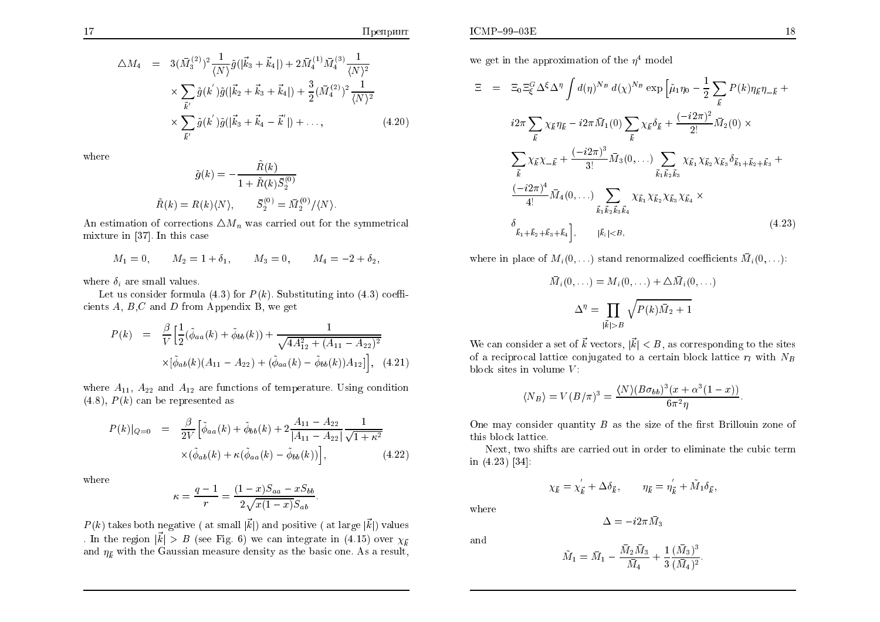$$
\begin{aligned}
\triangle M_4 &= 3(\bar{M}_3^{(2)})^2 \frac{1}{\langle N\rangle} \tilde{g}(|\vec{k}_3+\vec{k}_4|) + 2\bar{M}_4^{(1)}\bar{M}_4^{(3)} \frac{1}{\langle N\rangle^2} \\
&\times \sum_{\vec{k}'} \tilde{g}(k')\tilde{g}(|\vec{k}_2+\vec{k}_3+\vec{k}_4|) + \frac{3}{2}(\bar{M}_4^{(2)})^2 \frac{1}{\langle N\rangle^2} \\
&\times \sum_{\vec{k}'} \tilde{g}(k')\tilde{g}(|\vec{k}_3+\vec{k}_4-\vec{k}'|) + \ldots,
\end{aligned}
\tag{4.20}
$$

where

$$
\tilde{g}(k) = -\frac{\tilde{R}(k)}{1+\tilde{R}(k)\bar{S}_2^{(0)}}
$$

$$
\tilde{R}(k) = R(k)\langle N\rangle, \qquad \bar{S}_2^{(0)} = \bar{M}_2^{(0)}/\langle N\rangle.
$$

An estimation of corrections $\triangle M_n$ was carried out for the symmetrical mixture in [37]. In this case

$$
M_1 = 0, \qquad M_2 = 1+\delta_1, \qquad M_3 = 0, \qquad M_4 = -2+\delta_2,
$$

where $\delta_i$ are small values.

Let us consider formula (4.3) for $P(k)$. Substituting into (4.3) coefficients $A$, $B$,$C$ and $D$ from Appendix B, we get

$$
\begin{aligned}
P(k) &= \frac{\beta}{V}\Big[\frac{1}{2}(\tilde{\phi}_{aa}(k)+\tilde{\phi}_{bb}(k)) + \frac{1}{\sqrt{4A_{12}^2+(A_{11}-A_{22})^2}} \\
&\times[\tilde{\phi}_{ab}(k)(A_{11}-A_{22}) + (\tilde{\phi}_{aa}(k)-\tilde{\phi}_{bb}(k))A_{12}]\Big],
\end{aligned}
\tag{4.21}
$$

where $A_{11}$, $A_{22}$ and $A_{12}$ are functions of temperature. Using condition (4.8), $P(k)$ can be represented as

$$
\begin{aligned}
P(k)|_{Q=0} &= \frac{\beta}{2V}\Big[\tilde{\phi}_{aa}(k)+\tilde{\phi}_{bb}(k) + 2\frac{A_{11}-A_{22}}{|A_{11}-A_{22}|}\frac{1}{\sqrt{1+\kappa^2}} \\
&\times(\tilde{\phi}_{ab}(k)+\kappa(\tilde{\phi}_{aa}(k)-\tilde{\phi}_{bb}(k))\Big],
\end{aligned}
\tag{4.22}
$$

where

$$
\kappa = \frac{q-1}{r} = \frac{(1-x)S_{aa}-xS_{bb}}{2\sqrt{x(1-x)}S_{ab}}.
$$

$P(k)$ takes both negative ( at small $|\vec{k}|$) and positive ( at large $|\vec{k}|$) values . In the region $|\vec{k}| > B$ (see Fig. 6) we can integrate in (4.15) over $\chi_{\vec{k}}$ and $\eta_{\vec{k}}$ with the Gaussian measure density as the basic one. As a result, we get in the approximation of the $\eta^4$ model

$$
\begin{aligned}
\Xi &= \Xi_0\Xi_\xi^G\Delta^\xi\Delta^\eta \int d(\eta)^{N_B}\, d(\chi)^{N_B} \exp\Big[\tilde{\mu}_1\eta_0 - \frac{1}{2}\sum_{\vec{k}} P(k)\eta_{\vec{k}}\eta_{-\vec{k}} + \\
&i2\pi\sum_{\vec{k}}\chi_{\vec{k}}\eta_{\vec{k}} - i2\pi\bar{M}_1(0)\sum_{\vec{k}}\chi_{\vec{k}}\delta_{\vec{k}} + \frac{(-i2\pi)^2}{2!}\bar{M}_2(0)\times \\
&\sum_{\vec{k}}\chi_{\vec{k}}\chi_{-\vec{k}} + \frac{(-i2\pi)^3}{3!}\bar{M}_3(0,\ldots)\sum_{\vec{k}_1\vec{k}_2\vec{k}_3}\chi_{\vec{k}_1}\chi_{\vec{k}_2}\chi_{\vec{k}_3}\delta_{\vec{k}_1+\vec{k}_2+\vec{k}_3} + \\
&\frac{(-i2\pi)^4}{4!}\bar{M}_4(0,\ldots)\sum_{\vec{k}_1\vec{k}_2\vec{k}_3\vec{k}_4}\chi_{\vec{k}_1}\chi_{\vec{k}_2}\chi_{\vec{k}_3}\chi_{\vec{k}_4}\times \\
&\delta_{\vec{k}_1+\vec{k}_2+\vec{k}_3+\vec{k}_4}\Big], \qquad |\vec{k}_i|<B,
\end{aligned}
\tag{4.23}
$$

where in place of $M_i(0,\ldots)$ stand renormalized coefficients $\bar{M}_i(0,\ldots)$:

$$
\bar{M}_i(0,\ldots) = M_i(0,\ldots) + \triangle\bar{M}_i(0,\ldots)
$$

$$
\Delta^\eta = \prod_{|\vec{k}|>B}\sqrt{P(k)\bar{M}_2+1}
$$

We can consider a set of $\vec{k}$ vectors, $|\vec{k}|<B$, as corresponding to the sites of a reciprocal lattice conjugated to a certain block lattice $r_l$ with $N_B$ block sites in volume $V$:

$$
\langle N_B\rangle = V(B/\pi)^3 = \frac{\langle N\rangle(B\sigma_{bb})^3(x+\alpha^3(1-x))}{6\pi^2\eta}.
$$

One may consider quantity $B$ as the size of the first Brillouin zone of this block lattice.

Next, two shifts are carried out in order to eliminate the cubic term in (4.23) [34]:

$$
\chi_{\vec{k}} = \chi_{\vec{k}}' + \Delta\delta_{\vec{k}}, \qquad \eta_{\vec{k}} = \eta_{\vec{k}}' + \tilde{M}_1\delta_{\vec{k}},
$$

where

$$
\Delta = -i2\pi\bar{M}_3
$$

and

$$
\tilde{M}_1 = \bar{M}_1 - \frac{\bar{M}_2\bar{M}_3}{\bar{M}_4} + \frac{1}{3}\frac{(\bar{M}_3)^3}{(\bar{M}_4)^2}.
$$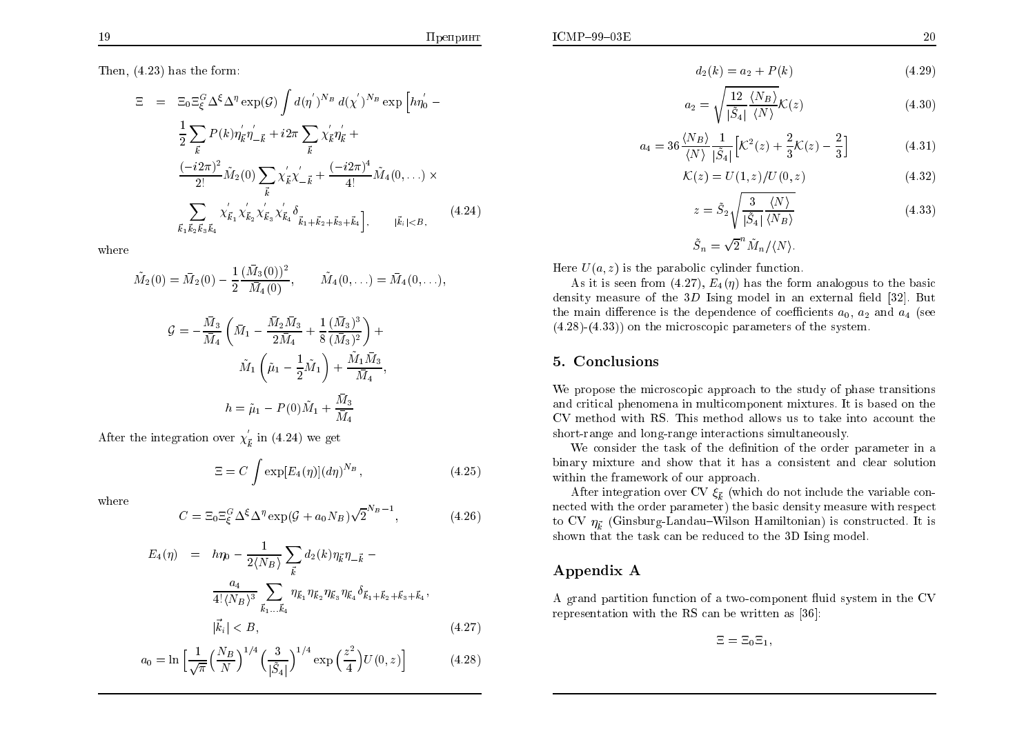Then, (4.23) has the form:

$$
\begin{aligned}
\Xi &= \Xi_0 \Xi_\xi^G \Delta^\xi \Delta^\eta \exp(\mathcal{G}) \int d(\eta^{'})^{N_B} d(\chi^{'})^{N_B} \exp\Big[ h\eta_0^{'} - \\
&\frac{1}{2}\sum_{\vec{k}} P(k) \eta_{\vec{k}}^{'} \eta_{-\vec{k}}^{'} + i2\pi \sum_{\vec{k}} \chi_{\vec{k}}^{'} \eta_{\vec{k}}^{'} + \\
&\frac{(-i2\pi)^2}{2!} \tilde{M}_2(0) \sum_{\vec{k}} \chi_{\vec{k}}^{'} \chi_{-\vec{k}}^{'} + \frac{(-i2\pi)^4}{4!} \tilde{M}_4(0,\ldots) \times \\
&\sum_{\vec{k}_1 \vec{k}_2 \vec{k}_3 \vec{k}_4} \chi_{\vec{k}_1}^{'} \chi_{\vec{k}_2}^{'} \chi_{\vec{k}_3}^{'} \chi_{\vec{k}_4}^{'} \delta_{\vec{k}_1+\vec{k}_2+\vec{k}_3+\vec{k}_4} \Big], \qquad |\vec{k}_i| < B,
\end{aligned} \tag{4.24}
$$

where

$$
\tilde{M}_2(0) = \bar{M}_2(0) - \frac{1}{2}\frac{(\bar{M}_3(0))^2}{\bar{M}_4(0)}, \qquad \tilde{M}_4(0,\ldots) = \bar{M}_4(0,\ldots),
$$

$$
\mathcal{G} = -\frac{\bar{M}_3}{\bar{M}_4}\left(\bar{M}_1 - \frac{\bar{M}_2 \bar{M}_3}{2\bar{M}_4} + \frac{1}{8}\frac{(\bar{M}_3)^3}{(\bar{M}_3)^2}\right) + \tilde{M}_1\left(\tilde{\mu}_1 - \frac{1}{2}\tilde{M}_1\right) + \frac{\tilde{M}_1 \bar{M}_3}{\bar{M}_4},
$$

$$
h = \tilde{\mu}_1 - P(0)\tilde{M}_1 + \frac{\bar{M}_3}{\bar{M}_4}
$$

After the integration over $\chi_{\vec{k}}^{'}$ in (4.24) we get

$$
\Xi = C \int \exp[E_4(\eta)] (d\eta)^{N_B}, \tag{4.25}
$$

where

$$
C = \Xi_0 \Xi_\xi^G \Delta^\xi \Delta^\eta \exp(\mathcal{G} + a_0 N_B) \sqrt{2}^{N_B - 1}, \tag{4.26}
$$

$$
\begin{aligned}
E_4(\eta) &= h\eta_0 - \frac{1}{2\langle N_B\rangle}\sum_{\vec{k}} d_2(k) \eta_{\vec{k}} \eta_{-\vec{k}} - \\
&\frac{a_4}{4!\langle N_B\rangle^3} \sum_{\vec{k}_1 \ldots \vec{k}_4} \eta_{\vec{k}_1}\eta_{\vec{k}_2}\eta_{\vec{k}_3}\eta_{\vec{k}_4} \delta_{\vec{k}_1+\vec{k}_2+\vec{k}_3+\vec{k}_4}, \\
&|\vec{k}_i| < B,
\end{aligned} \tag{4.27}
$$

$$
a_0 = \ln\Big[\frac{1}{\sqrt{\pi}}\Big(\frac{N_B}{N}\Big)^{1/4}\Big(\frac{3}{|\tilde{S}_4|}\Big)^{1/4} \exp\Big(\frac{z^2}{4}\Big) U(0,z)\Big] \tag{4.28}
$$

$$
d_2(k) = a_2 + P(k) \tag{4.29}
$$

$$
a_2 = \sqrt{\frac{12}{|\tilde{S}_4|}\frac{\langle N_B\rangle}{\langle N\rangle}}\mathcal{K}(z) \tag{4.30}
$$

$$
a_4 = 36\frac{\langle N_B\rangle}{\langle N\rangle}\frac{1}{|\tilde{S}_4|}\Big[\mathcal{K}^2(z) + \frac{2}{3}\mathcal{K}(z) - \frac{2}{3}\Big] \tag{4.31}
$$

$$
\mathcal{K}(z) = U(1,z)/U(0,z) \tag{4.32}
$$

$$
z = \tilde{S}_2\sqrt{\frac{3}{|\tilde{S}_4|}\frac{\langle N\rangle}{\langle N_B\rangle}} \tag{4.33}
$$

$$
\tilde{S}_n = \sqrt{2}^n \tilde{M}_n / \langle N\rangle.
$$

Here $U(a,z)$ is the parabolic cylinder function.

As it is seen from (4.27), $E_4(\eta)$ has the form analogous to the basic density measure of the $3D$ Ising model in an external field [32]. But the main difference is the dependence of coefficients $a_0$, $a_2$ and $a_4$ (see (4.28)-(4.33)) on the microscopic parameters of the system.

## 5. Conclusions

We propose the microscopic approach to the study of phase transitions and critical phenomena in multicomponent mixtures. It is based on the CV method with RS. This method allows us to take into account the short-range and long-range interactions simultaneously.

We consider the task of the definition of the order parameter in a binary mixture and show that it has a consistent and clear solution within the framework of our approach.

After integration over CV $\xi_{\vec{k}}$ (which do not include the variable connected with the order parameter) the basic density measure with respect to CV $\eta_{\vec{k}}$ (Ginsburg-Landau–Wilson Hamiltonian) is constructed. It is shown that the task can be reduced to the 3D Ising model.

## Appendix A

A grand partition function of a two-component fluid system in the CV representation with the RS can be written as [36]:

$$
\Xi = \Xi_0 \Xi_1,
$$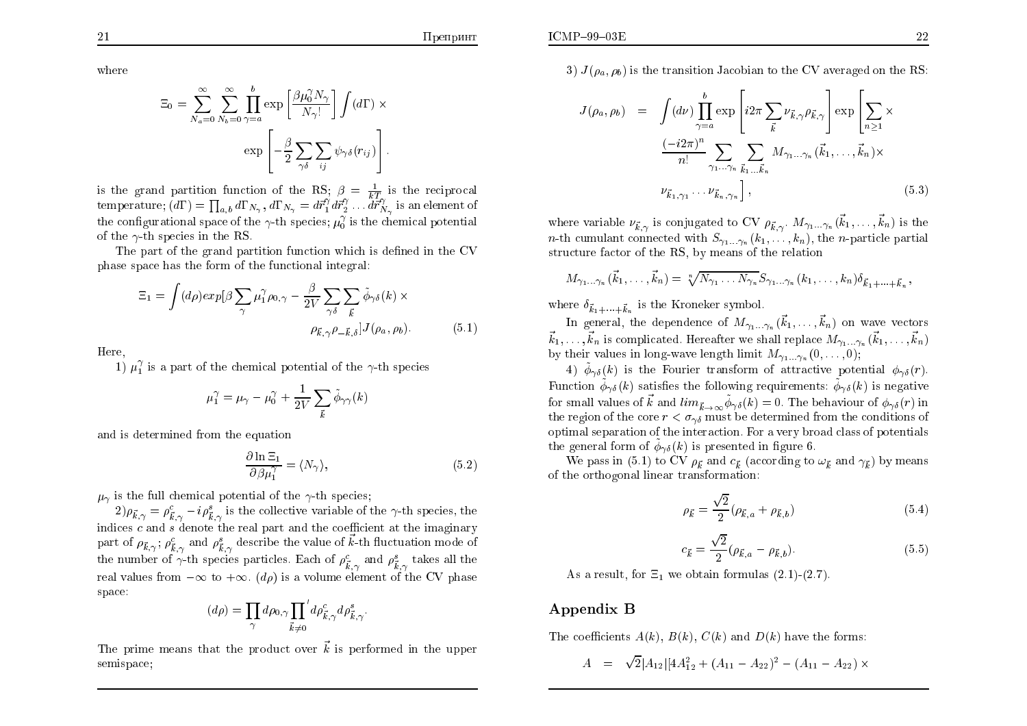where

$$\Xi_0 = \sum_{N_a=0}^{\infty}\sum_{N_b=0}^{\infty}\prod_{\gamma=a}^{b}\exp\left[\frac{\beta\mu_0^{\gamma}N_{\gamma}}{N_{\gamma}!}\right]\int(d\Gamma)\times$$
$$\exp\left[-\frac{\beta}{2}\sum_{\gamma\delta}\sum_{ij}\psi_{\gamma\delta}(r_{ij})\right].$$

is the grand partition function of the RS; $\beta = \frac{1}{kT}$ is the reciprocal temperature; $(d\Gamma) = \prod_{a,b} d\Gamma_{N_\gamma}, d\Gamma_{N_\gamma} = d\vec{r}_1^{\gamma}d\vec{r}_2^{\gamma}\ldots d\vec{r}_{N_\gamma}^{\gamma}$ is an element of the configurational space of the $\gamma$-th species; $\mu_0^{\gamma}$ is the chemical potential of the $\gamma$-th species in the RS.

The part of the grand partition function which is defined in the CV phase space has the form of the functional integral:

$$\Xi_1 = \int(d\rho)exp[\beta\sum_{\gamma}\mu_1^{\gamma}\rho_{0,\gamma} - \frac{\beta}{2V}\sum_{\gamma\delta}\sum_{\vec{k}}\tilde{\phi}_{\gamma\delta}(k)\times$$
$$\rho_{\vec{k},\gamma}\rho_{-\vec{k},\delta}]J(\rho_a,\rho_b). \qquad (5.1)$$

Here,

1) $\mu_1^{\gamma}$ is a part of the chemical potential of the $\gamma$-th species

$$\mu_1^{\gamma} = \mu_{\gamma} - \mu_0^{\gamma} + \frac{1}{2V}\sum_{\vec{k}}\tilde{\phi}_{\gamma\gamma}(k)$$

and is determined from the equation

$$\frac{\partial \ln \Xi_1}{\partial \beta\mu_1^{\gamma}} = \langle N_{\gamma}\rangle, \qquad (5.2)$$

$\mu_{\gamma}$ is the full chemical potential of the $\gamma$-th species;

2) $\rho_{\vec{k},\gamma} = \rho^c_{\vec{k},\gamma} - i\rho^s_{\vec{k},\gamma}$ is the collective variable of the $\gamma$-th species, the indices $c$ and $s$ denote the real part and the coefficient at the imaginary part of $\rho_{\vec{k},\gamma}$; $\rho^c_{\vec{k},\gamma}$ and $\rho^s_{\vec{k},\gamma}$ describe the value of $\vec{k}$-th fluctuation mode of the number of $\gamma$-th species particles. Each of $\rho^c_{\vec{k},\gamma}$ and $\rho^s_{\vec{k},\gamma}$ takes all the real values from $-\infty$ to $+\infty$. $(d\rho)$ is a volume element of the CV phase space:

$$(d\rho) = \prod_{\gamma}d\rho_{0,\gamma}{\prod_{\vec{k}\neq 0}}^{'}d\rho^c_{\vec{k},\gamma}d\rho^s_{\vec{k},\gamma}.$$

The prime means that the product over $\vec{k}$ is performed in the upper semispace;

3) $J(\rho_a,\rho_b)$ is the transition Jacobian to the CV averaged on the RS:

$$J(\rho_a,\rho_b) = \int(d\nu)\prod_{\gamma=a}^{b}\exp\left[i2\pi\sum_{\vec{k}}\nu_{\vec{k},\gamma}\rho_{\vec{k},\gamma}\right]\exp\left[\sum_{n\geq 1}\times\right.$$
$$\frac{(-i2\pi)^n}{n!}\sum_{\gamma_1\ldots\gamma_n}\sum_{\vec{k}_1\ldots\vec{k}_n}M_{\gamma_1\ldots\gamma_n}(\vec{k}_1,\ldots,\vec{k}_n)\times$$
$$\left.\nu_{\vec{k}_1,\gamma_1}\ldots\nu_{\vec{k}_n,\gamma_n}\right], \qquad (5.3)$$

where variable $\nu_{\vec{k},\gamma}$ is conjugated to CV $\rho_{\vec{k},\gamma}$. $M_{\gamma_1\ldots\gamma_n}(\vec{k}_1,\ldots,\vec{k}_n)$ is the $n$-th cumulant connected with $S_{\gamma_1\ldots\gamma_n}(k_1,\ldots,k_n)$, the $n$-particle partial structure factor of the RS, by means of the relation

$$M_{\gamma_1\ldots\gamma_n}(\vec{k}_1,\ldots,\vec{k}_n) = \sqrt[n]{N_{\gamma_1}\ldots N_{\gamma_n}}S_{\gamma_1\ldots\gamma_n}(k_1,\ldots,k_n)\delta_{\vec{k}_1+\cdots+\vec{k}_n},$$

where $\delta_{\vec{k}_1+\cdots+\vec{k}_n}$ is the Kroneker symbol.

In general, the dependence of $M_{\gamma_1\ldots\gamma_n}(\vec{k}_1,\ldots,\vec{k}_n)$ on wave vectors $\vec{k}_1,\ldots,\vec{k}_n$ is complicated. Hereafter we shall replace $M_{\gamma_1\ldots\gamma_n}(\vec{k}_1,\ldots,\vec{k}_n)$ by their values in long-wave length limit $M_{\gamma_1\ldots\gamma_n}(0,\ldots,0)$;

4) $\tilde{\phi}_{\gamma\delta}(k)$ is the Fourier transform of attractive potential $\phi_{\gamma\delta}(r)$. Function $\tilde{\phi}_{\gamma\delta}(k)$ satisfies the following requirements: $\tilde{\phi}_{\gamma\delta}(k)$ is negative for small values of $\vec{k}$ and $lim_{\vec{k}\to\infty}\tilde{\phi}_{\gamma\delta}(k) = 0$. The behaviour of $\phi_{\gamma\delta}(r)$ in the region of the core $r < \sigma_{\gamma\delta}$ must be determined from the conditions of optimal separation of the interaction. For a very broad class of potentials the general form of $\tilde{\phi}_{\gamma\delta}(k)$ is presented in figure 6.

We pass in (5.1) to CV $\rho_{\vec{k}}$ and $c_{\vec{k}}$ (according to $\omega_{\vec{k}}$ and $\gamma_{\vec{k}}$) by means of the orthogonal linear transformation:

$$\rho_{\vec{k}} = \frac{\sqrt{2}}{2}(\rho_{\vec{k},a} + \rho_{\vec{k},b}) \qquad (5.4)$$

$$c_{\vec{k}} = \frac{\sqrt{2}}{2}(\rho_{\vec{k},a} - \rho_{\vec{k},b}). \qquad (5.5)$$

As a result, for $\Xi_1$ we obtain formulas (2.1)-(2.7).

## Appendix B

The coefficients $A(k)$, $B(k)$, $C(k)$ and $D(k)$ have the forms:

$$A = \sqrt{2}|A_{12}|[4A_{12}^2 + (A_{11} - A_{22})^2 - (A_{11} - A_{22})\times$$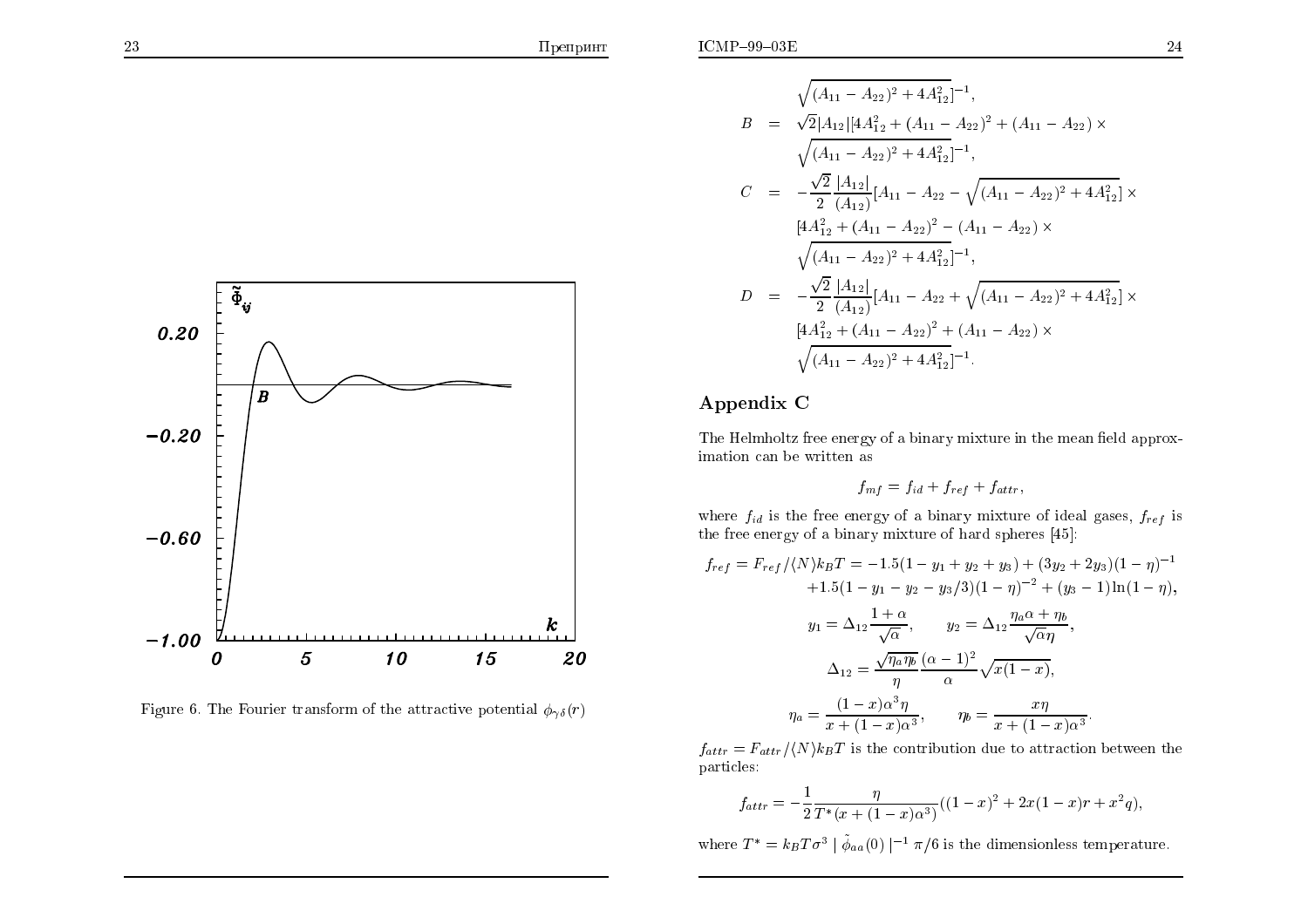Figure 6. The Fourier transform of the attractive potential $\phi_{\gamma\delta}(r)$

$$
\sqrt{(A_{11}-A_{22})^2+4A_{12}^2}]^{-1},
$$

$$
\begin{aligned}
B &= \sqrt{2}|A_{12}|[4A_{12}^2+(A_{11}-A_{22})^2+(A_{11}-A_{22})\times \\
&\quad \sqrt{(A_{11}-A_{22})^2+4A_{12}^2}]^{-1}, \\
C &= -\frac{\sqrt{2}}{2}\frac{|A_{12}|}{(A_{12})}[A_{11}-A_{22}-\sqrt{(A_{11}-A_{22})^2+4A_{12}^2}]\times \\
&\quad [4A_{12}^2+(A_{11}-A_{22})^2-(A_{11}-A_{22})\times \\
&\quad \sqrt{(A_{11}-A_{22})^2+4A_{12}^2}]^{-1}, \\
D &= -\frac{\sqrt{2}}{2}\frac{|A_{12}|}{(A_{12})}[A_{11}-A_{22}+\sqrt{(A_{11}-A_{22})^2+4A_{12}^2}]\times \\
&\quad [4A_{12}^2+(A_{11}-A_{22})^2+(A_{11}-A_{22})\times \\
&\quad \sqrt{(A_{11}-A_{22})^2+4A_{12}^2}]^{-1}.
\end{aligned}
$$

## Appendix C

The Helmholtz free energy of a binary mixture in the mean field approximation can be written as

$$
f_{mf} = f_{id} + f_{ref} + f_{attr},
$$

where $f_{id}$ is the free energy of a binary mixture of ideal gases, $f_{ref}$ is the free energy of a binary mixture of hard spheres [45]:

$$
\begin{aligned}
f_{ref} = F_{ref}/\langle N\rangle k_B T &= -1.5(1-y_1+y_2+y_3)+(3y_2+2y_3)(1-\eta)^{-1} \\
&\quad +1.5(1-y_1-y_2-y_3/3)(1-\eta)^{-2}+(y_3-1)\ln(1-\eta),
\end{aligned}
$$

$$
y_1 = \Delta_{12}\frac{1+\alpha}{\sqrt{\alpha}}, \qquad y_2 = \Delta_{12}\frac{\eta_a\alpha+\eta_b}{\sqrt{\alpha}\eta},
$$

$$
\Delta_{12} = \frac{\sqrt{\eta_a\eta_b}}{\eta}\frac{(\alpha-1)^2}{\alpha}\sqrt{x(1-x)},
$$

$$
\eta_a = \frac{(1-x)\alpha^3\eta}{x+(1-x)\alpha^3}, \qquad \eta_b = \frac{x\eta}{x+(1-x)\alpha^3}.
$$

$f_{attr} = F_{attr}/\langle N\rangle k_B T$ is the contribution due to attraction between the particles:

$$
f_{attr} = -\frac{1}{2}\frac{\eta}{T^*(x+(1-x)\alpha^3)}((1-x)^2+2x(1-x)r+x^2q),
$$

where $T^* = k_B T\sigma^3 \mid \tilde{\phi}_{aa}(0)\mid^{-1}\pi/6$ is the dimensionless temperature.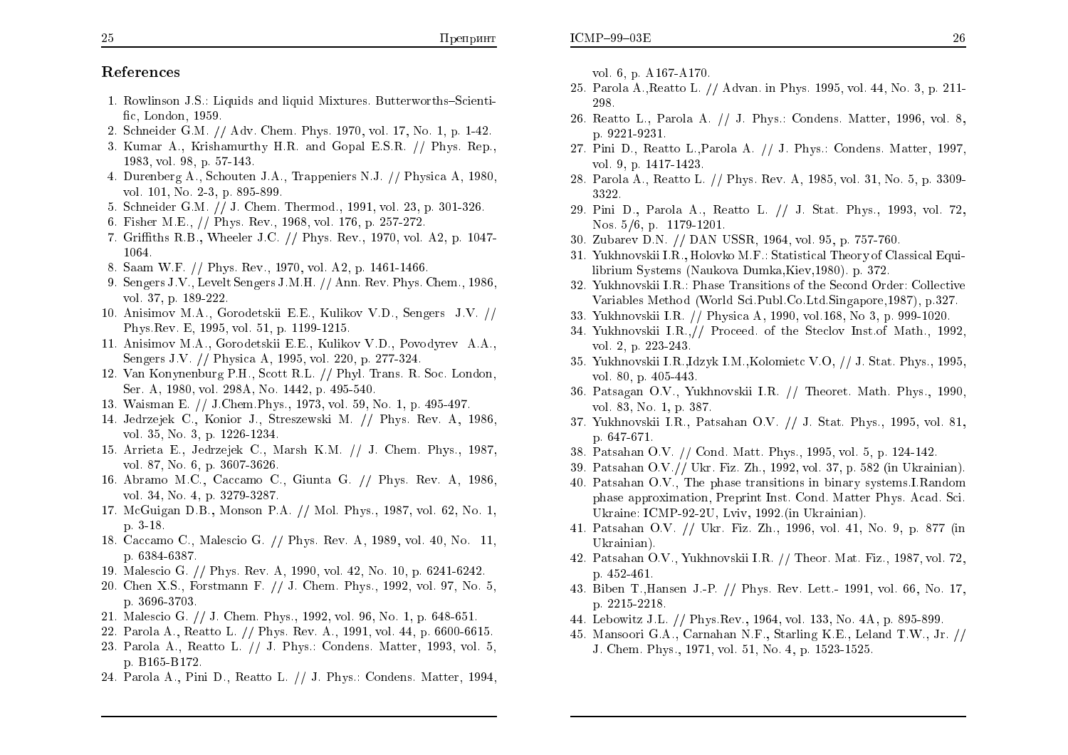## References

1. Rowlinson J.S.: Liquids and liquid Mixtures. Butterworths–Scientific, London, 1959.
2. Schneider G.M. // Adv. Chem. Phys. 1970, vol. 17, No. 1, p. 1-42.
3. Kumar A., Krishamurthy H.R. and Gopal E.S.R. // Phys. Rep., 1983, vol. 98, p. 57-143.
4. Durenberg A., Schouten J.A., Trappeniers N.J. // Physica A, 1980, vol. 101, No. 2-3, p. 895-899.
5. Schneider G.M. // J. Chem. Thermod., 1991, vol. 23, p. 301-326.
6. Fisher M.E., // Phys. Rev., 1968, vol. 176, p. 257-272.
7. Griffiths R.B., Wheeler J.C. // Phys. Rev., 1970, vol. A2, p. 1047-1064.
8. Saam W.F. // Phys. Rev., 1970, vol. A2, p. 1461-1466.
9. Sengers J.V., Levelt Sengers J.M.H. // Ann. Rev. Phys. Chem., 1986, vol. 37, p. 189-222.
10. Anisimov M.A., Gorodetskii E.E., Kulikov V.D., Sengers J.V. // Phys.Rev. E, 1995, vol. 51, p. 1199-1215.
11. Anisimov M.A., Gorodetskii E.E., Kulikov V.D., Povodyrev A.A., Sengers J.V. // Physica A, 1995, vol. 220, p. 277-324.
12. Van Konynenburg P.H., Scott R.L. // Phyl. Trans. R. Soc. London, Ser. A, 1980, vol. 298A, No. 1442, p. 495-540.
13. Waisman E. // J.Chem.Phys., 1973, vol. 59, No. 1, p. 495-497.
14. Jedrzejek C., Konior J., Streszewski M. // Phys. Rev. A, 1986, vol. 35, No. 3, p. 1226-1234.
15. Arrieta E., Jedrzejek C., Marsh K.M. // J. Chem. Phys., 1987, vol. 87, No. 6, p. 3607-3626.
16. Abramo M.C., Caccamo C., Giunta G. // Phys. Rev. A, 1986, vol. 34, No. 4, p. 3279-3287.
17. McGuigan D.B., Monson P.A. // Mol. Phys., 1987, vol. 62, No. 1, p. 3-18.
18. Caccamo C., Malescio G. // Phys. Rev. A, 1989, vol. 40, No. 11, p. 6384-6387.
19. Malescio G. // Phys. Rev. A, 1990, vol. 42, No. 10, p. 6241-6242.
20. Chen X.S., Forstmann F. // J. Chem. Phys., 1992, vol. 97, No. 5, p. 3696-3703.
21. Malescio G. // J. Chem. Phys., 1992, vol. 96, No. 1, p. 648-651.
22. Parola A., Reatto L. // Phys. Rev. A., 1991, vol. 44, p. 6600-6615.
23. Parola A., Reatto L. // J. Phys.: Condens. Matter, 1993, vol. 5, p. B165-B172.
24. Parola A., Pini D., Reatto L. // J. Phys.: Condens. Matter, 1994, vol. 6, p. A167-A170.
25. Parola A.,Reatto L. // Advan. in Phys. 1995, vol. 44, No. 3, p. 211-298.
26. Reatto L., Parola A. // J. Phys.: Condens. Matter, 1996, vol. 8, p. 9221-9231.
27. Pini D., Reatto L.,Parola A. // J. Phys.: Condens. Matter, 1997, vol. 9, p. 1417-1423.
28. Parola A., Reatto L. // Phys. Rev. A, 1985, vol. 31, No. 5, p. 3309-3322.
29. Pini D., Parola A., Reatto L. // J. Stat. Phys., 1993, vol. 72, Nos. 5/6, p. 1179-1201.
30. Zubarev D.N. // DAN USSR, 1964, vol. 95, p. 757-760.
31. Yukhnovskii I.R., Holovko M.F.: Statistical Theory of Classical Equilibrium Systems (Naukova Dumka,Kiev,1980). p. 372.
32. Yukhnovskii I.R.: Phase Transitions of the Second Order: Collective Variables Method (World Sci.Publ.Co.Ltd.Singapore,1987), p.327.
33. Yukhnovskii I.R. // Physica A, 1990, vol.168, No 3, p. 999-1020.
34. Yukhnovskii I.R.,// Proceed. of the Steclov Inst.of Math., 1992, vol. 2, p. 223-243.
35. Yukhnovskii I.R.,Idzyk I.M.,Kolomietc V.O, // J. Stat. Phys., 1995, vol. 80, p. 405-443.
36. Patsagan O.V., Yukhnovskii I.R. // Theoret. Math. Phys., 1990, vol. 83, No. 1, p. 387.
37. Yukhnovskii I.R., Patsahan O.V. // J. Stat. Phys., 1995, vol. 81, p. 647-671.
38. Patsahan O.V. // Cond. Matt. Phys., 1995, vol. 5, p. 124-142.
39. Patsahan O.V.// Ukr. Fiz. Zh., 1992, vol. 37, p. 582 (in Ukrainian).
40. Patsahan O.V., The phase transitions in binary systems.I.Random phase approximation, Preprint Inst. Cond. Matter Phys. Acad. Sci. Ukraine: ICMP-92-2U, Lviv, 1992.(in Ukrainian).
41. Patsahan O.V. // Ukr. Fiz. Zh., 1996, vol. 41, No. 9, p. 877 (in Ukrainian).
42. Patsahan O.V., Yukhnovskii I.R. // Theor. Mat. Fiz., 1987, vol. 72, p. 452-461.
43. Biben T.,Hansen J.-P. // Phys. Rev. Lett.- 1991, vol. 66, No. 17, p. 2215-2218.
44. Lebowitz J.L. // Phys.Rev., 1964, vol. 133, No. 4A, p. 895-899.
45. Mansoori G.A., Carnahan N.F., Starling K.E., Leland T.W., Jr. // J. Chem. Phys., 1971, vol. 51, No. 4, p. 1523-1525.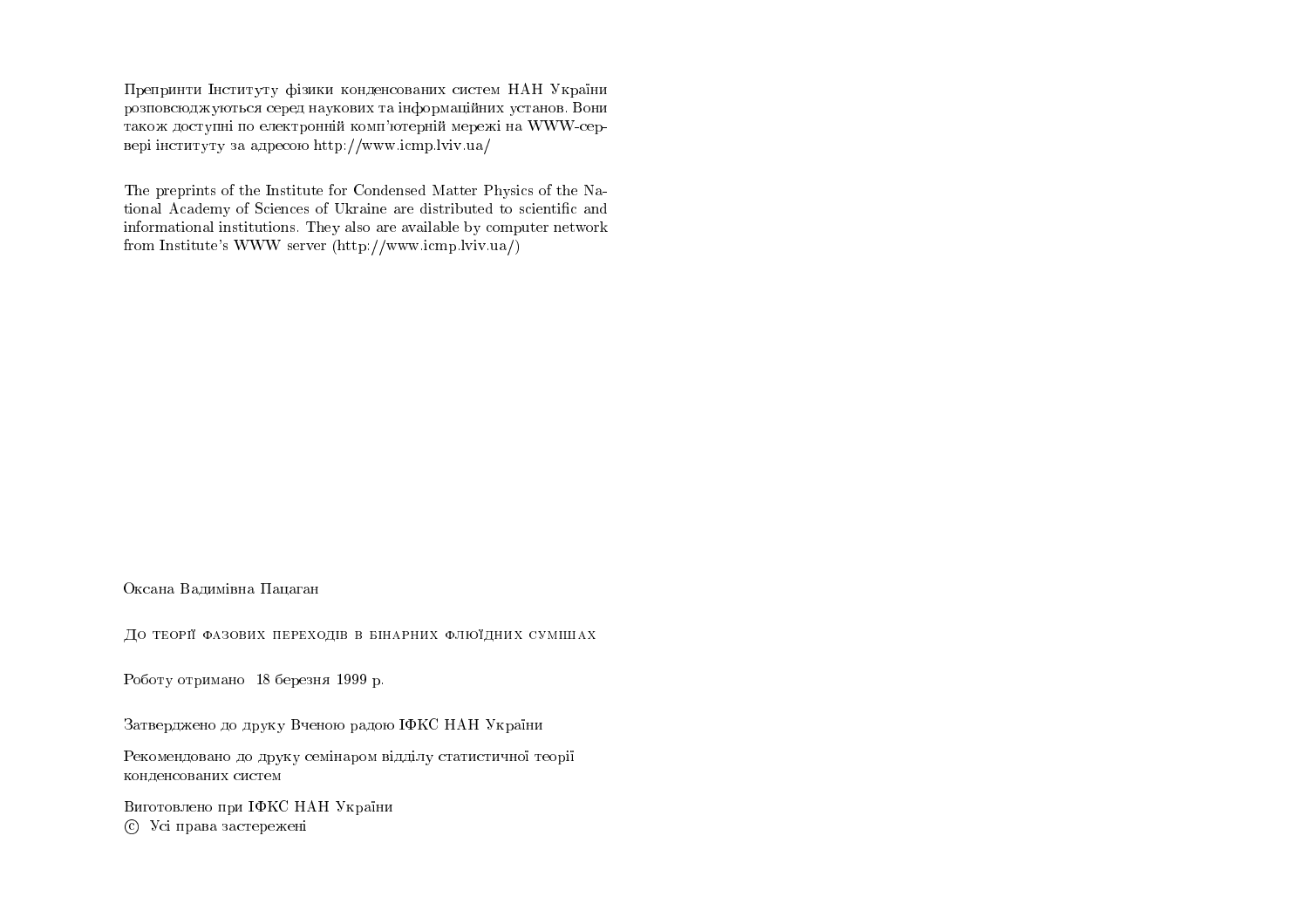Препринти Інституту фізики конденсованих систем НАН України розповсюджуються серед наукових та інформаційних установ. Вони також доступні по електронній комп'ютерній мережі на WWW-сервері інституту за адресою http://www.icmp.lviv.ua/

The preprints of the Institute for Condensed Matter Physics of the National Academy of Sciences of Ukraine are distributed to scientific and informational institutions. They also are available by computer network from Institute's WWW server (http://www.icmp.lviv.ua/)

Оксана Вадимівна Пацаган

До теорії фазових переходів в бінарних флюїдних сумішах

Роботу отримано 18 березня 1999 р.

Затверджено до друку Вченою радою ІФКС НАН України

Рекомендовано до друку семінаром відділу статистичної теорії конденсованих систем

Виготовлено при ІФКС НАН України

© Усі права застережені